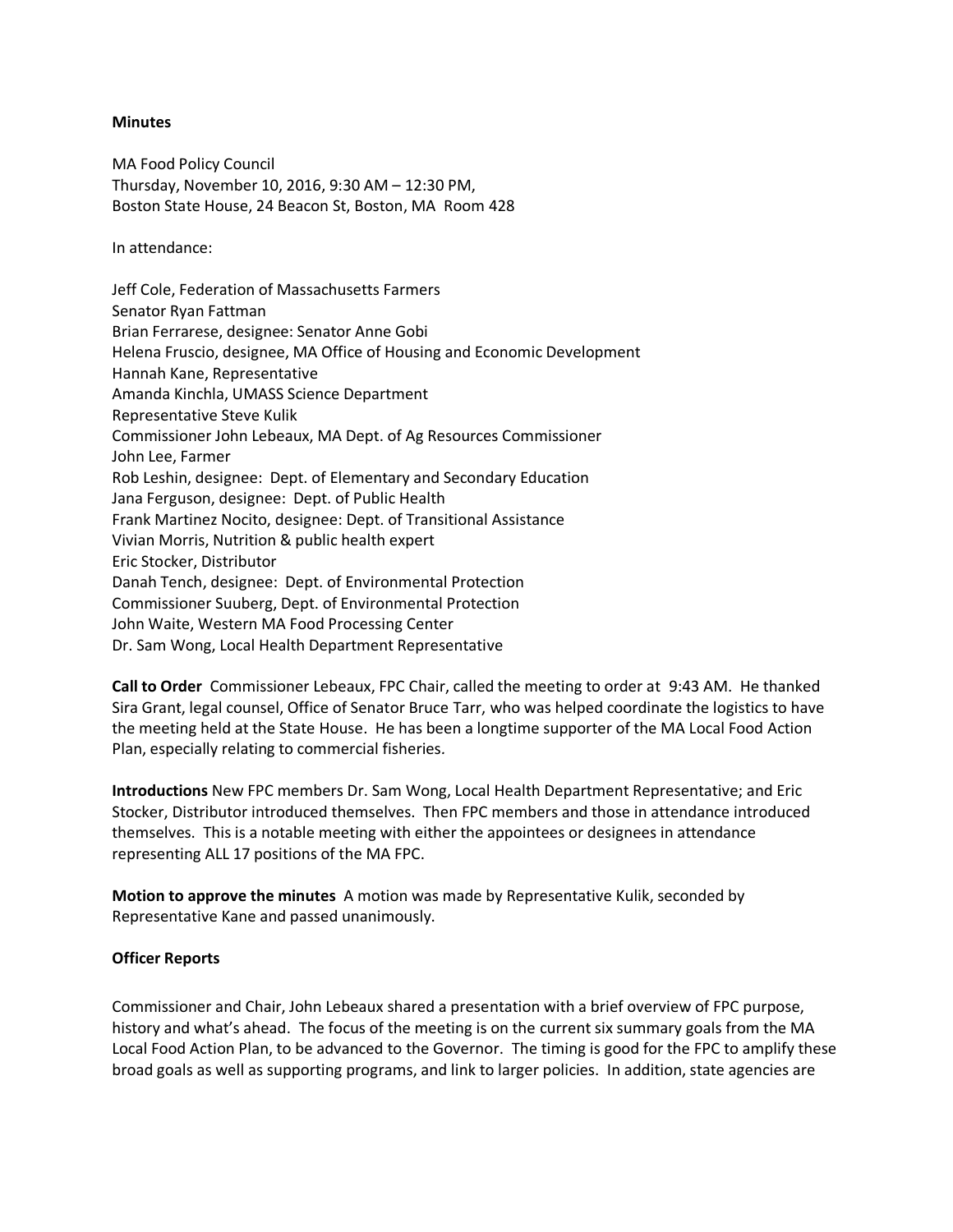**Minutes**

MA Food Policy Council
Thursday, November 10, 2016, 9:30 AM – 12:30 PM,
Boston State House, 24 Beacon St, Boston, MA Room 428

In attendance:

Jeff Cole, Federation of Massachusetts Farmers
Senator Ryan Fattman
Brian Ferrarese, designee: Senator Anne Gobi
Helena Fruscio, designee, MA Office of Housing and Economic Development
Hannah Kane, Representative
Amanda Kinchla, UMASS Science Department
Representative Steve Kulik
Commissioner John Lebeaux, MA Dept. of Ag Resources Commissioner
John Lee, Farmer
Rob Leshin, designee: Dept. of Elementary and Secondary Education
Jana Ferguson, designee: Dept. of Public Health
Frank Martinez Nocito, designee: Dept. of Transitional Assistance
Vivian Morris, Nutrition & public health expert
Eric Stocker, Distributor
Danah Tench, designee: Dept. of Environmental Protection
Commissioner Suuberg, Dept. of Environmental Protection
John Waite, Western MA Food Processing Center
Dr. Sam Wong, Local Health Department Representative

**Call to Order** Commissioner Lebeaux, FPC Chair, called the meeting to order at 9:43 AM. He thanked Sira Grant, legal counsel, Office of Senator Bruce Tarr, who was helped coordinate the logistics to have the meeting held at the State House. He has been a longtime supporter of the MA Local Food Action Plan, especially relating to commercial fisheries.

**Introductions** New FPC members Dr. Sam Wong, Local Health Department Representative; and Eric Stocker, Distributor introduced themselves. Then FPC members and those in attendance introduced themselves. This is a notable meeting with either the appointees or designees in attendance representing ALL 17 positions of the MA FPC.

**Motion to approve the minutes** A motion was made by Representative Kulik, seconded by Representative Kane and passed unanimously.

**Officer Reports**

Commissioner and Chair, John Lebeaux shared a presentation with a brief overview of FPC purpose, history and what's ahead. The focus of the meeting is on the current six summary goals from the MA Local Food Action Plan, to be advanced to the Governor. The timing is good for the FPC to amplify these broad goals as well as supporting programs, and link to larger policies. In addition, state agencies are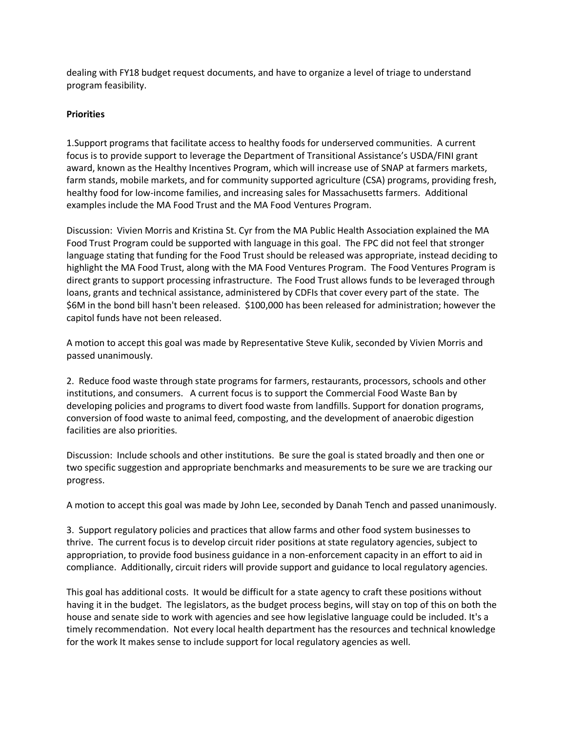dealing with FY18 budget request documents, and have to organize a level of triage to understand program feasibility.

**Priorities**

1.Support programs that facilitate access to healthy foods for underserved communities. A current focus is to provide support to leverage the Department of Transitional Assistance's USDA/FINI grant award, known as the Healthy Incentives Program, which will increase use of SNAP at farmers markets, farm stands, mobile markets, and for community supported agriculture (CSA) programs, providing fresh, healthy food for low-income families, and increasing sales for Massachusetts farmers. Additional examples include the MA Food Trust and the MA Food Ventures Program.

Discussion: Vivien Morris and Kristina St. Cyr from the MA Public Health Association explained the MA Food Trust Program could be supported with language in this goal. The FPC did not feel that stronger language stating that funding for the Food Trust should be released was appropriate, instead deciding to highlight the MA Food Trust, along with the MA Food Ventures Program. The Food Ventures Program is direct grants to support processing infrastructure. The Food Trust allows funds to be leveraged through loans, grants and technical assistance, administered by CDFIs that cover every part of the state. The $6M in the bond bill hasn't been released. $100,000 has been released for administration; however the capitol funds have not been released.

A motion to accept this goal was made by Representative Steve Kulik, seconded by Vivien Morris and passed unanimously.

2. Reduce food waste through state programs for farmers, restaurants, processors, schools and other institutions, and consumers. A current focus is to support the Commercial Food Waste Ban by developing policies and programs to divert food waste from landfills. Support for donation programs, conversion of food waste to animal feed, composting, and the development of anaerobic digestion facilities are also priorities.

Discussion: Include schools and other institutions. Be sure the goal is stated broadly and then one or two specific suggestion and appropriate benchmarks and measurements to be sure we are tracking our progress.

A motion to accept this goal was made by John Lee, seconded by Danah Tench and passed unanimously.

3. Support regulatory policies and practices that allow farms and other food system businesses to thrive. The current focus is to develop circuit rider positions at state regulatory agencies, subject to appropriation, to provide food business guidance in a non-enforcement capacity in an effort to aid in compliance. Additionally, circuit riders will provide support and guidance to local regulatory agencies.

This goal has additional costs. It would be difficult for a state agency to craft these positions without having it in the budget. The legislators, as the budget process begins, will stay on top of this on both the house and senate side to work with agencies and see how legislative language could be included. It's a timely recommendation. Not every local health department has the resources and technical knowledge for the work It makes sense to include support for local regulatory agencies as well.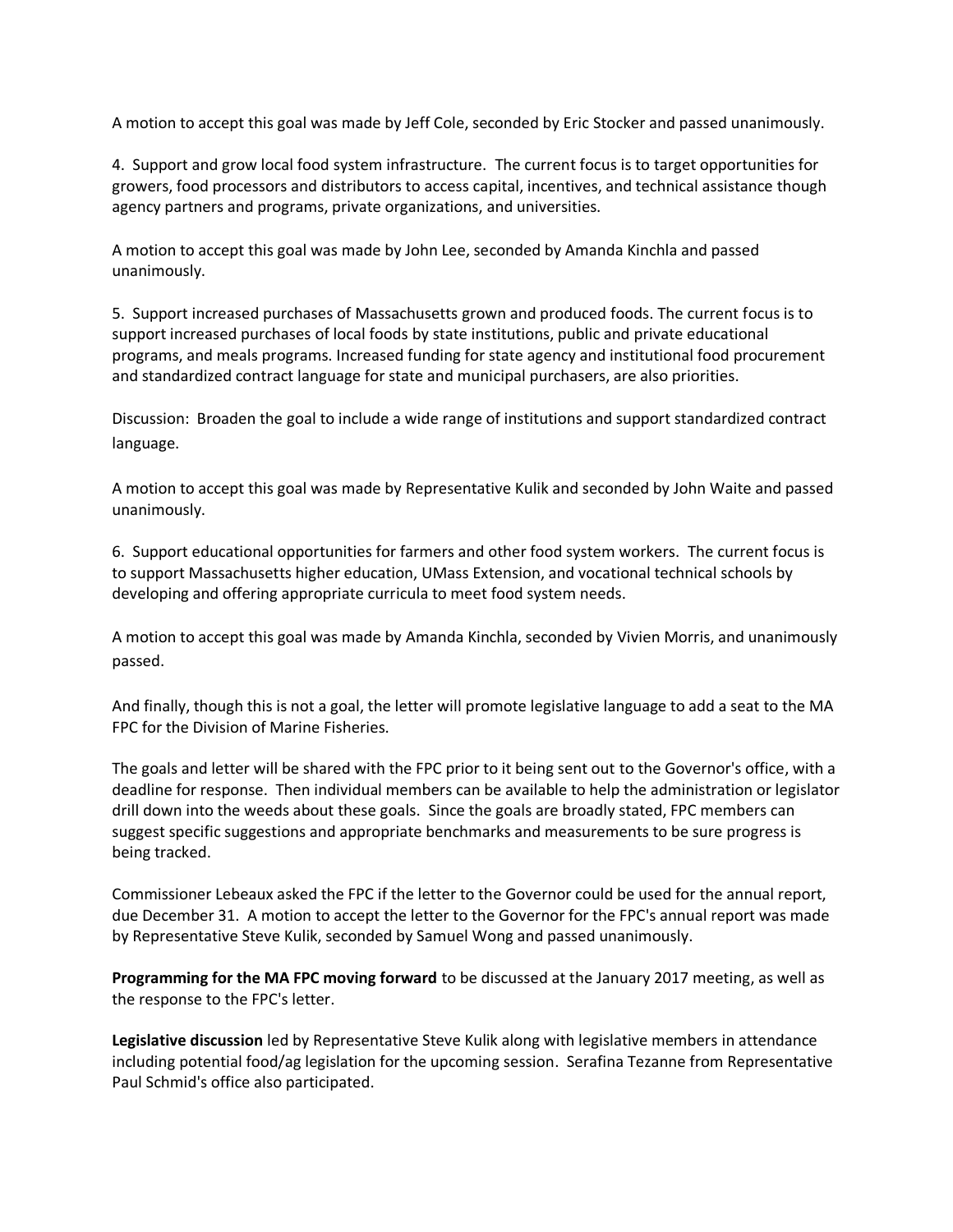A motion to accept this goal was made by Jeff Cole, seconded by Eric Stocker and passed unanimously.

4. Support and grow local food system infrastructure. The current focus is to target opportunities for growers, food processors and distributors to access capital, incentives, and technical assistance though agency partners and programs, private organizations, and universities.

A motion to accept this goal was made by John Lee, seconded by Amanda Kinchla and passed unanimously.

5. Support increased purchases of Massachusetts grown and produced foods. The current focus is to support increased purchases of local foods by state institutions, public and private educational programs, and meals programs. Increased funding for state agency and institutional food procurement and standardized contract language for state and municipal purchasers, are also priorities.

Discussion: Broaden the goal to include a wide range of institutions and support standardized contract language.

A motion to accept this goal was made by Representative Kulik and seconded by John Waite and passed unanimously.

6. Support educational opportunities for farmers and other food system workers. The current focus is to support Massachusetts higher education, UMass Extension, and vocational technical schools by developing and offering appropriate curricula to meet food system needs.

A motion to accept this goal was made by Amanda Kinchla, seconded by Vivien Morris, and unanimously passed.

And finally, though this is not a goal, the letter will promote legislative language to add a seat to the MA FPC for the Division of Marine Fisheries.

The goals and letter will be shared with the FPC prior to it being sent out to the Governor's office, with a deadline for response. Then individual members can be available to help the administration or legislator drill down into the weeds about these goals. Since the goals are broadly stated, FPC members can suggest specific suggestions and appropriate benchmarks and measurements to be sure progress is being tracked.

Commissioner Lebeaux asked the FPC if the letter to the Governor could be used for the annual report, due December 31. A motion to accept the letter to the Governor for the FPC's annual report was made by Representative Steve Kulik, seconded by Samuel Wong and passed unanimously.

**Programming for the MA FPC moving forward** to be discussed at the January 2017 meeting, as well as the response to the FPC's letter.

**Legislative discussion** led by Representative Steve Kulik along with legislative members in attendance including potential food/ag legislation for the upcoming session. Serafina Tezanne from Representative Paul Schmid's office also participated.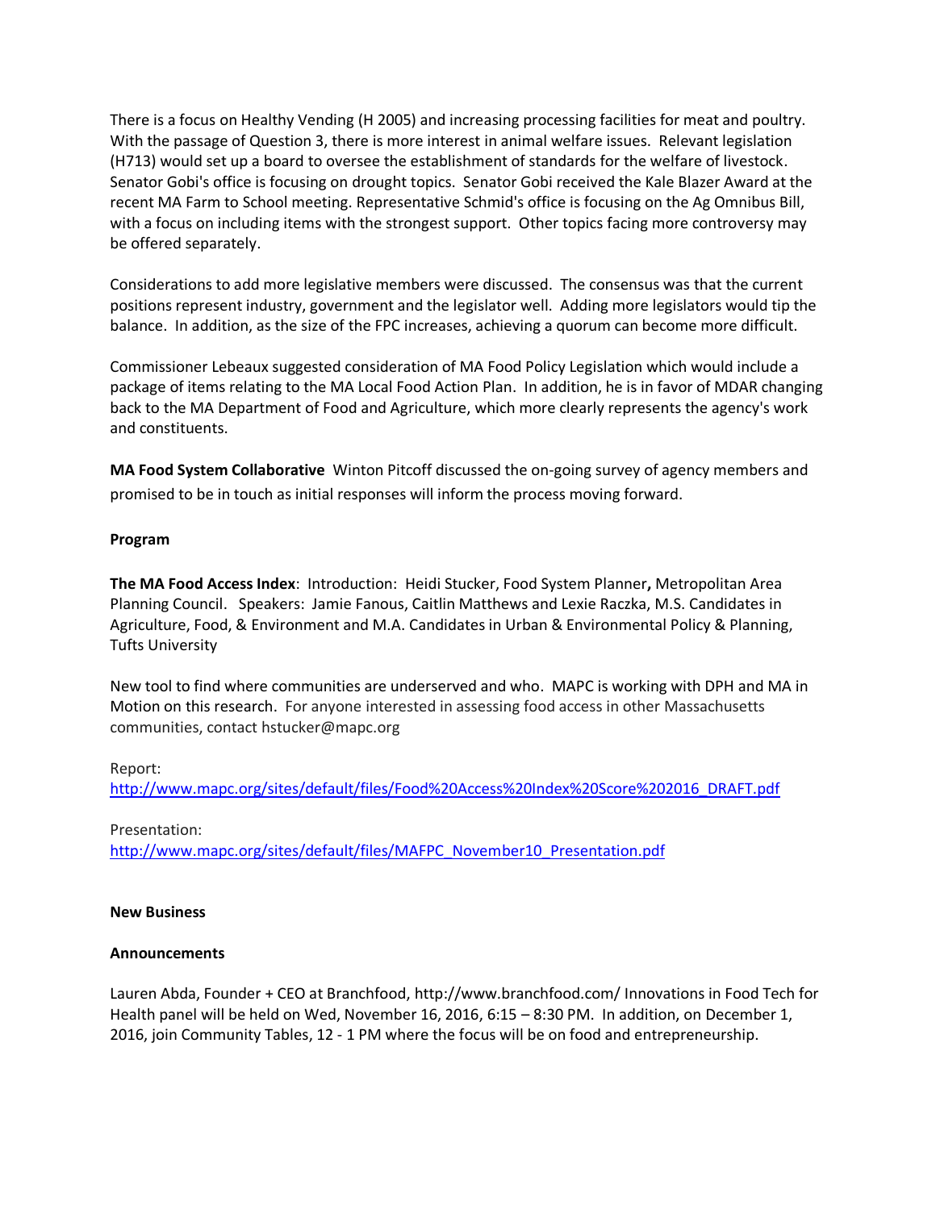There is a focus on Healthy Vending (H 2005) and increasing processing facilities for meat and poultry. With the passage of Question 3, there is more interest in animal welfare issues. Relevant legislation (H713) would set up a board to oversee the establishment of standards for the welfare of livestock. Senator Gobi's office is focusing on drought topics. Senator Gobi received the Kale Blazer Award at the recent MA Farm to School meeting. Representative Schmid's office is focusing on the Ag Omnibus Bill, with a focus on including items with the strongest support. Other topics facing more controversy may be offered separately.

Considerations to add more legislative members were discussed. The consensus was that the current positions represent industry, government and the legislator well. Adding more legislators would tip the balance. In addition, as the size of the FPC increases, achieving a quorum can become more difficult.

Commissioner Lebeaux suggested consideration of MA Food Policy Legislation which would include a package of items relating to the MA Local Food Action Plan. In addition, he is in favor of MDAR changing back to the MA Department of Food and Agriculture, which more clearly represents the agency's work and constituents.

**MA Food System Collaborative** Winton Pitcoff discussed the on-going survey of agency members and promised to be in touch as initial responses will inform the process moving forward.

**Program**

**The MA Food Access Index**: Introduction: Heidi Stucker, Food System Planner**,** Metropolitan Area Planning Council. Speakers: Jamie Fanous, Caitlin Matthews and Lexie Raczka, M.S. Candidates in Agriculture, Food, & Environment and M.A. Candidates in Urban & Environmental Policy & Planning, Tufts University

New tool to find where communities are underserved and who. MAPC is working with DPH and MA in Motion on this research. For anyone interested in assessing food access in other Massachusetts communities, contact hstucker@mapc.org

Report:
http://www.mapc.org/sites/default/files/Food%20Access%20Index%20Score%202016_DRAFT.pdf

Presentation:
http://www.mapc.org/sites/default/files/MAFPC_November10_Presentation.pdf

**New Business**

**Announcements**

Lauren Abda, Founder + CEO at Branchfood, http://www.branchfood.com/ Innovations in Food Tech for Health panel will be held on Wed, November 16, 2016, 6:15 – 8:30 PM. In addition, on December 1, 2016, join Community Tables, 12 - 1 PM where the focus will be on food and entrepreneurship.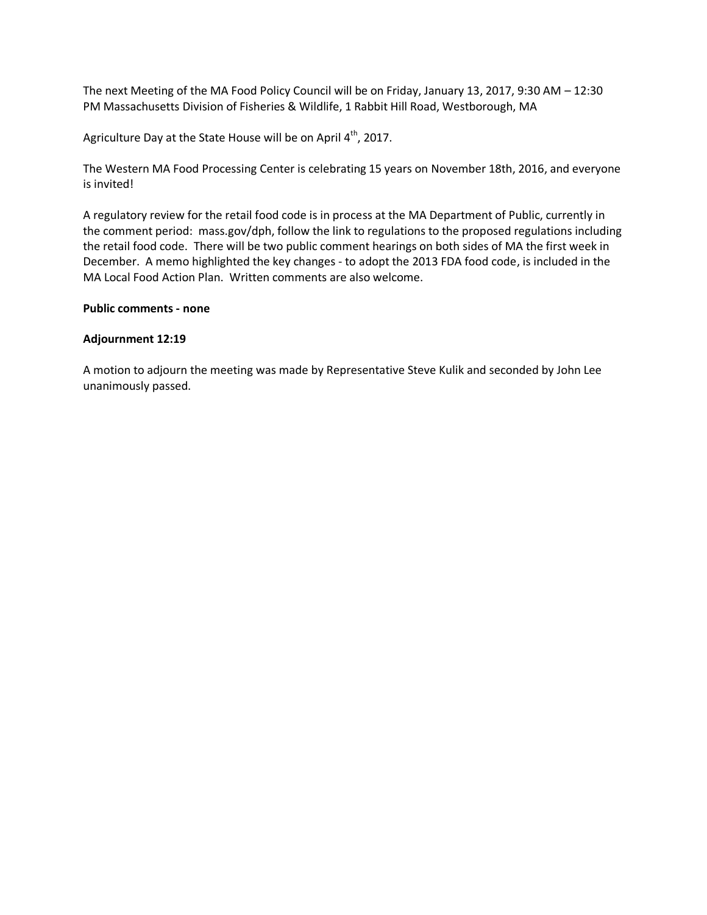The next Meeting of the MA Food Policy Council will be on Friday, January 13, 2017, 9:30 AM – 12:30 PM Massachusetts Division of Fisheries & Wildlife, 1 Rabbit Hill Road, Westborough, MA

Agriculture Day at the State House will be on April 4th, 2017.

The Western MA Food Processing Center is celebrating 15 years on November 18th, 2016, and everyone is invited!

A regulatory review for the retail food code is in process at the MA Department of Public, currently in the comment period: mass.gov/dph, follow the link to regulations to the proposed regulations including the retail food code. There will be two public comment hearings on both sides of MA the first week in December. A memo highlighted the key changes - to adopt the 2013 FDA food code, is included in the MA Local Food Action Plan. Written comments are also welcome.

**Public comments - none**

**Adjournment 12:19**

A motion to adjourn the meeting was made by Representative Steve Kulik and seconded by John Lee unanimously passed.